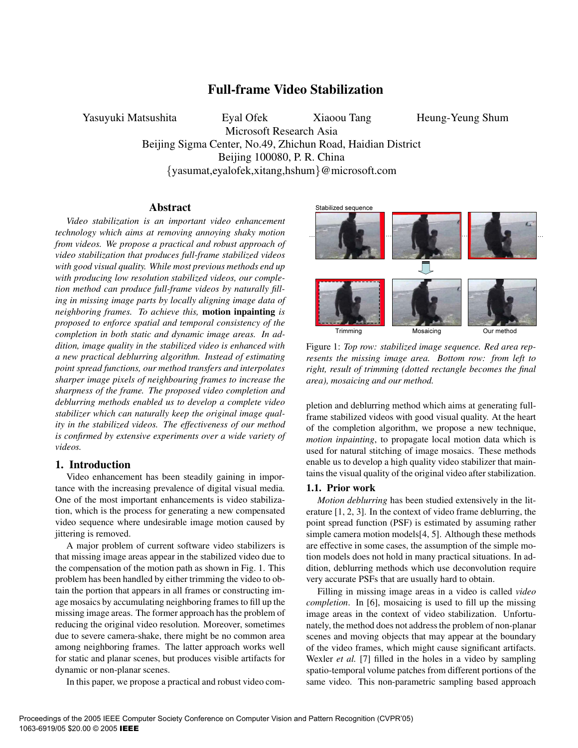# Full-frame Video Stabilization

Yasuyuki Matsushita  Eyal Ofek  Xiaoou Tang  Heung-Yeung Shum

Microsoft Research Asia

Beijing Sigma Center, No.49, Zhichun Road, Haidian District

Beijing 100080, P. R. China

{yasumat,eyalofek,xitang,hshum}@microsoft.com

## Abstract

*Video stabilization is an important video enhancement technology which aims at removing annoying shaky motion from videos. We propose a practical and robust approach of video stabilization that produces full-frame stabilized videos with good visual quality. While most previous methods end up with producing low resolution stabilized videos, our completion method can produce full-frame videos by naturally filling in missing image parts by locally aligning image data of neighboring frames. To achieve this,* **motion inpainting** *is proposed to enforce spatial and temporal consistency of the completion in both static and dynamic image areas. In addition, image quality in the stabilized video is enhanced with a new practical deblurring algorithm. Instead of estimating point spread functions, our method transfers and interpolates sharper image pixels of neighbouring frames to increase the sharpness of the frame. The proposed video completion and deblurring methods enabled us to develop a complete video stabilizer which can naturally keep the original image quality in the stabilized videos. The effectiveness of our method is confirmed by extensive experiments over a wide variety of videos.*

## 1. Introduction

Video enhancement has been steadily gaining in importance with the increasing prevalence of digital visual media. One of the most important enhancements is video stabilization, which is the process for generating a new compensated video sequence where undesirable image motion caused by jittering is removed.

A major problem of current software video stabilizers is that missing image areas appear in the stabilized video due to the compensation of the motion path as shown in Fig. 1. This problem has been handled by either trimming the video to obtain the portion that appears in all frames or constructing image mosaics by accumulating neighboring frames to fill up the missing image areas. The former approach has the problem of reducing the original video resolution. Moreover, sometimes due to severe camera-shake, there might be no common area among neighboring frames. The latter approach works well for static and planar scenes, but produces visible artifacts for dynamic or non-planar scenes.

In this paper, we propose a practical and robust video completion and deblurring method which aims at generating full-frame stabilized videos with good visual quality. At the heart of the completion algorithm, we propose a new technique, *motion inpainting*, to propagate local motion data which is used for natural stitching of image mosaics. These methods enable us to develop a high quality video stabilizer that maintains the visual quality of the original video after stabilization.

Figure 1: *Top row: stabilized image sequence. Red area represents the missing image area. Bottom row: from left to right, result of trimming (dotted rectangle becomes the final area), mosaicing and our method.*

### 1.1. Prior work

*Motion deblurring* has been studied extensively in the literature [1, 2, 3]. In the context of video frame deblurring, the point spread function (PSF) is estimated by assuming rather simple camera motion models[4, 5]. Although these methods are effective in some cases, the assumption of the simple motion models does not hold in many practical situations. In addition, deblurring methods which use deconvolution require very accurate PSFs that are usually hard to obtain.

Filling in missing image areas in a video is called *video completion*. In [6], mosaicing is used to fill up the missing image areas in the context of video stabilization. Unfortunately, the method does not address the problem of non-planar scenes and moving objects that may appear at the boundary of the video frames, which might cause significant artifacts. Wexler *et al.* [7] filled in the holes in a video by sampling spatio-temporal volume patches from different portions of the same video. This non-parametric sampling based approach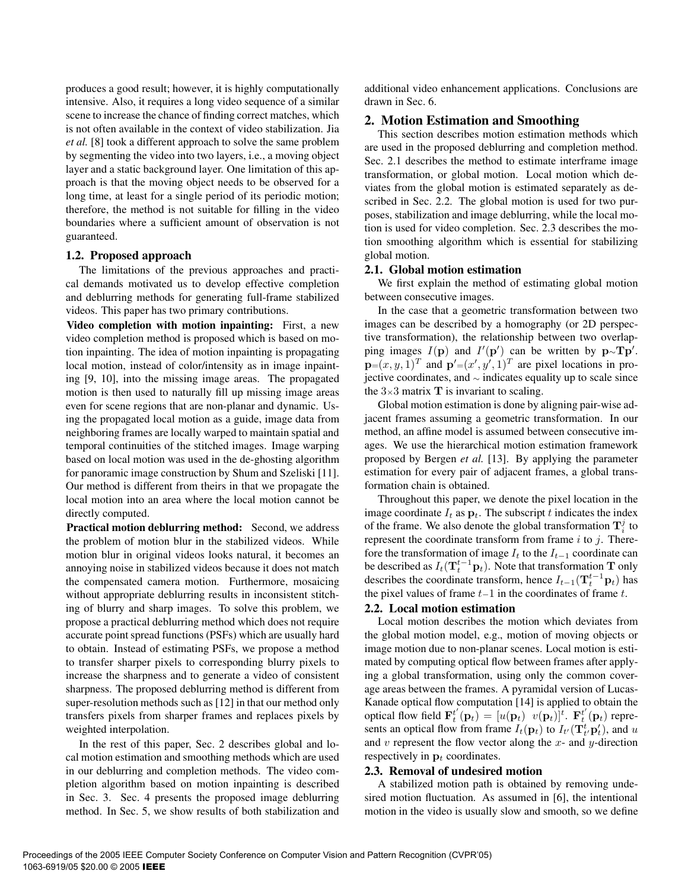produces a good result; however, it is highly computationally intensive. Also, it requires a long video sequence of a similar scene to increase the chance of finding correct matches, which is not often available in the context of video stabilization. Jia *et al.* [8] took a different approach to solve the same problem by segmenting the video into two layers, i.e., a moving object layer and a static background layer. One limitation of this approach is that the moving object needs to be observed for a long time, at least for a single period of its periodic motion; therefore, the method is not suitable for filling in the video boundaries where a sufficient amount of observation is not guaranteed.

### 1.2. Proposed approach

The limitations of the previous approaches and practical demands motivated us to develop effective completion and deblurring methods for generating full-frame stabilized videos. This paper has two primary contributions.

**Video completion with motion inpainting:** First, a new video completion method is proposed which is based on motion inpainting. The idea of motion inpainting is propagating local motion, instead of color/intensity as in image inpainting [9, 10], into the missing image areas. The propagated motion is then used to naturally fill up missing image areas even for scene regions that are non-planar and dynamic. Using the propagated local motion as a guide, image data from neighboring frames are locally warped to maintain spatial and temporal continuities of the stitched images. Image warping based on local motion was used in the de-ghosting algorithm for panoramic image construction by Shum and Szeliski [11]. Our method is different from theirs in that we propagate the local motion into an area where the local motion cannot be directly computed.

**Practical motion deblurring method:** Second, we address the problem of motion blur in the stabilized videos. While motion blur in original videos looks natural, it becomes an annoying noise in stabilized videos because it does not match the compensated camera motion. Furthermore, mosaicing without appropriate deblurring results in inconsistent stitching of blurry and sharp images. To solve this problem, we propose a practical deblurring method which does not require accurate point spread functions (PSFs) which are usually hard to obtain. Instead of estimating PSFs, we propose a method to transfer sharper pixels to corresponding blurry pixels to increase the sharpness and to generate a video of consistent sharpness. The proposed deblurring method is different from super-resolution methods such as [12] in that our method only transfers pixels from sharper frames and replaces pixels by weighted interpolation.

In the rest of this paper, Sec. 2 describes global and local motion estimation and smoothing methods which are used in our deblurring and completion methods. The video completion algorithm based on motion inpainting is described in Sec. 3. Sec. 4 presents the proposed image deblurring method. In Sec. 5, we show results of both stabilization and additional video enhancement applications. Conclusions are drawn in Sec. 6.

## 2. Motion Estimation and Smoothing

This section describes motion estimation methods which are used in the proposed deblurring and completion method. Sec. 2.1 describes the method to estimate interframe image transformation, or global motion. Local motion which deviates from the global motion is estimated separately as described in Sec. 2.2. The global motion is used for two purposes, stabilization and image deblurring, while the local motion is used for video completion. Sec. 2.3 describes the motion smoothing algorithm which is essential for stabilizing global motion.

### 2.1. Global motion estimation

We first explain the method of estimating global motion between consecutive images.

In the case that a geometric transformation between two images can be described by a homography (or 2D perspective transformation), the relationship between two overlapping images $I(\mathbf{p})$ and $I'(\mathbf{p}')$ can be written by $\mathbf{p} \sim \mathbf{T}\mathbf{p}'$. $\mathbf{p} = (x, y, 1)^T$ and $\mathbf{p}' = (x', y', 1)^T$ are pixel locations in projective coordinates, and $\sim$ indicates equality up to scale since the $3 \times 3$ matrix $\mathbf{T}$ is invariant to scaling.

Global motion estimation is done by aligning pair-wise adjacent frames assuming a geometric transformation. In our method, an affine model is assumed between consecutive images. We use the hierarchical motion estimation framework proposed by Bergen *et al.* [13]. By applying the parameter estimation for every pair of adjacent frames, a global transformation chain is obtained.

Throughout this paper, we denote the pixel location in the image coordinate $I_t$ as $\mathbf{p}_t$. The subscript $t$ indicates the index of the frame. We also denote the global transformation $\mathbf{T}_i^j$ to represent the coordinate transform from frame $i$ to $j$. Therefore the transformation of image $I_t$ to the $I_{t-1}$ coordinate can be described as $I_t(\mathbf{T}_t^{t-1}\mathbf{p}_t)$. Note that transformation $\mathbf{T}$ only describes the coordinate transform, hence $I_{t-1}(\mathbf{T}_t^{t-1}\mathbf{p}_t)$ has the pixel values of frame $t-1$ in the coordinates of frame $t$.

### 2.2. Local motion estimation

Local motion describes the motion which deviates from the global motion model, e.g., motion of moving objects or image motion due to non-planar scenes. Local motion is estimated by computing optical flow between frames after applying a global transformation, using only the common coverage areas between the frames. A pyramidal version of Lucas-Kanade optical flow computation [14] is applied to obtain the optical flow field $\mathbf{F}_t^{t'}(\mathbf{p}_t) = [u(\mathbf{p}_t) \;\; v(\mathbf{p}_t)]^t$. $\mathbf{F}_t^{t'}(\mathbf{p}_t)$ represents an optical flow from frame $I_t(\mathbf{p}_t)$ to $I_{t'}(\mathbf{T}_{t'}^t\mathbf{p}'_t)$, and $u$ and $v$ represent the flow vector along the $x$- and $y$-direction respectively in $\mathbf{p}_t$ coordinates.

### 2.3. Removal of undesired motion

A stabilized motion path is obtained by removing undesired motion fluctuation. As assumed in [6], the intentional motion in the video is usually slow and smooth, so we define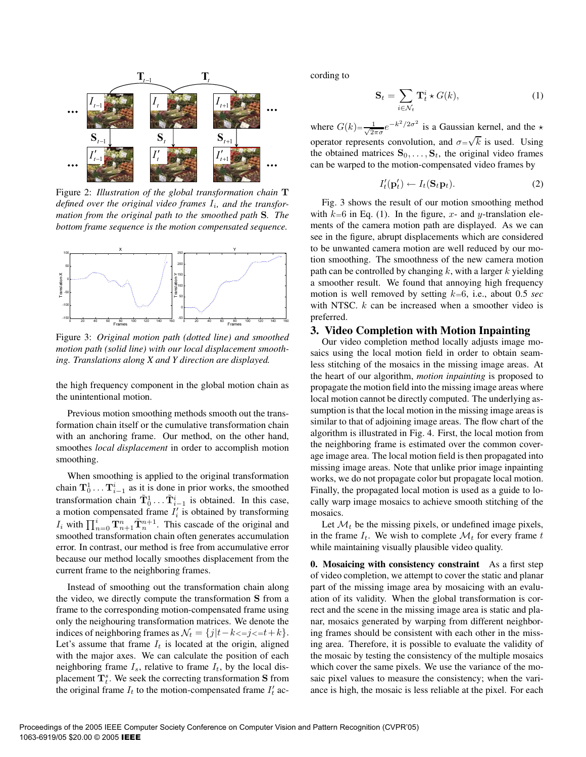Figure 2: *Illustration of the global transformation chain* $\mathbf{T}$ *defined over the original video frames* $I_i$*, and the transformation from the original path to the smoothed path* $\mathbf{S}$*. The bottom frame sequence is the motion compensated sequence.*

Figure 3: *Original motion path (dotted line) and smoothed motion path (solid line) with our local displacement smoothing. Translations along X and Y direction are displayed.*

the high frequency component in the global motion chain as the unintentional motion.

Previous motion smoothing methods smooth out the transformation chain itself or the cumulative transformation chain with an anchoring frame. Our method, on the other hand, smoothes *local displacement* in order to accomplish motion smoothing.

When smoothing is applied to the original transformation chain $\mathbf{T}_0^1 \dots \mathbf{T}_{i-1}^i$ as it is done in prior works, the smoothed transformation chain $\tilde{\mathbf{T}}_0^1 \dots \tilde{\mathbf{T}}_{i-1}^i$ is obtained. In this case, a motion compensated frame $I_i'$ is obtained by transforming $I_i$ with $\prod_{n=0}^{i} \mathbf{T}_{n+1}^n \tilde{\mathbf{T}}_n^{n+1}$. This cascade of the original and smoothed transformation chain often generates accumulation error. In contrast, our method is free from accumulative error because our method locally smoothes displacement from the current frame to the neighboring frames.

Instead of smoothing out the transformation chain along the video, we directly compute the transformation $\mathbf{S}$ from a frame to the corresponding motion-compensated frame using only the neighouring transformation matrices. We denote the indices of neighboring frames as $\mathcal{N}_t = \{j | t-k <= j <= t+k\}$. Let's assume that frame $I_t$ is located at the origin, aligned with the major axes. We can calculate the position of each neighboring frame $I_s$, relative to frame $I_t$, by the local displacement $\mathbf{T}_t^s$. We seek the correcting transformation $\mathbf{S}$ from the original frame $I_t$ to the motion-compensated frame $I_t'$ according to

$$\mathbf{S}_t = \sum_{i \in \mathcal{N}_t} \mathbf{T}_t^i \star G(k), \tag{1}$$

where $G(k) = \frac{1}{\sqrt{2\pi}\sigma} e^{-k^2/2\sigma^2}$ is a Gaussian kernel, and the $\star$ operator represents convolution, and $\sigma = \sqrt{k}$ is used. Using the obtained matrices $\mathbf{S}_0, \dots, \mathbf{S}_t$, the original video frames can be warped to the motion-compensated video frames by

$$I_t'(\mathbf{p}_t') \leftarrow I_t(\mathbf{S}_t \mathbf{p}_t). \tag{2}$$

Fig. 3 shows the result of our motion smoothing method with $k=6$ in Eq. (1). In the figure, $x$- and $y$-translation elements of the camera motion path are displayed. As we can see in the figure, abrupt displacements which are considered to be unwanted camera motion are well reduced by our motion smoothing. The smoothness of the new camera motion path can be controlled by changing $k$, with a larger $k$ yielding a smoother result. We found that annoying high frequency motion is well removed by setting $k=6$, i.e., about 0.5 *sec* with NTSC. $k$ can be increased when a smoother video is preferred.

## 3. Video Completion with Motion Inpainting

Our video completion method locally adjusts image mosaics using the local motion field in order to obtain seamless stitching of the mosaics in the missing image areas. At the heart of our algorithm, *motion inpainting* is proposed to propagate the motion field into the missing image areas where local motion cannot be directly computed. The underlying assumption is that the local motion in the missing image areas is similar to that of adjoining image areas. The flow chart of the algorithm is illustrated in Fig. 4. First, the local motion from the neighboring frame is estimated over the common coverage image area. The local motion field is then propagated into missing image areas. Note that unlike prior image inpainting works, we do not propagate color but propagate local motion. Finally, the propagated local motion is used as a guide to locally warp image mosaics to achieve smooth stitching of the mosaics.

Let $\mathcal{M}_t$ be the missing pixels, or undefined image pixels, in the frame $I_t$. We wish to complete $\mathcal{M}_t$ for every frame $t$ while maintaining visually plausible video quality.

**0. Mosaicing with consistency constraint** As a first step of video completion, we attempt to cover the static and planar part of the missing image area by mosaicing with an evaluation of its validity. When the global transformation is correct and the scene in the missing image area is static and planar, mosaics generated by warping from different neighboring frames should be consistent with each other in the missing area. Therefore, it is possible to evaluate the validity of the mosaic by testing the consistency of the multiple mosaics which cover the same pixels. We use the variance of the mosaic pixel values to measure the consistency; when the variance is high, the mosaic is less reliable at the pixel. For each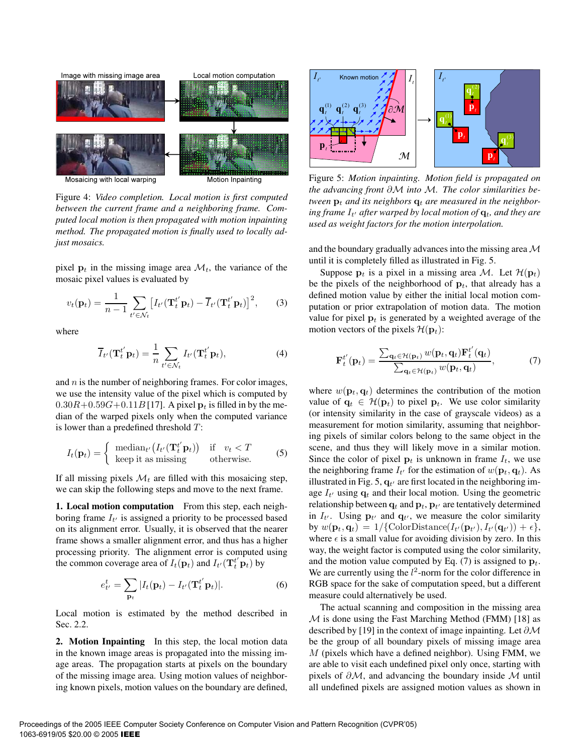Figure 4: *Video completion. Local motion is first computed between the current frame and a neighboring frame. Computed local motion is then propagated with motion inpainting method. The propagated motion is finally used to locally adjust mosaics.*

pixel $\mathbf{p}_t$ in the missing image area $\mathcal{M}_t$, the variance of the mosaic pixel values is evaluated by

$$v_t(\mathbf{p}_t) = \frac{1}{n-1} \sum_{t' \in \mathcal{N}_t} \left[ I_{t'}(\mathbf{T}_t^{t'} \mathbf{p}_t) - \overline{I}_{t'}(\mathbf{T}_t^{t'} \mathbf{p}_t) \right]^2, \quad (3)$$

where

$$\overline{I}_{t'}(\mathbf{T}_t^{t'} \mathbf{p}_t) = \frac{1}{n} \sum_{t' \in \mathcal{N}_t} I_{t'}(\mathbf{T}_t^{t'} \mathbf{p}_t), \quad (4)$$

and $n$ is the number of neighboring frames. For color images, we use the intensity value of the pixel which is computed by $0.30R + 0.59G + 0.11B$ [17]. A pixel $\mathbf{p}_t$ is filled in by the median of the warped pixels only when the computed variance is lower than a predefined threshold $T$:

$$I_t(\mathbf{p}_t) = \begin{cases} \text{median}_{t'}\left(I_{t'}(\mathbf{T}_t^{t'} \mathbf{p}_t)\right) & \text{if} \quad v_t < T \\ \text{keep it as missing} & \text{otherwise.} \end{cases} \quad (5)$$

If all missing pixels $\mathcal{M}_t$ are filled with this mosaicing step, we can skip the following steps and move to the next frame.

**1. Local motion computation** From this step, each neighboring frame $I_{t'}$ is assigned a priority to be processed based on its alignment error. Usually, it is observed that the nearer frame shows a smaller alignment error, and thus has a higher processing priority. The alignment error is computed using the common coverage area of $I_t(\mathbf{p}_t)$ and $I_{t'}(\mathbf{T}_t^{t'} \mathbf{p}_t)$ by

$$e_{t'}^t = \sum_{\mathbf{p}_t} |I_t(\mathbf{p}_t) - I_{t'}(\mathbf{T}_t^{t'} \mathbf{p}_t)|. \quad (6)$$

Local motion is estimated by the method described in Sec. 2.2.

**2. Motion Inpainting** In this step, the local motion data in the known image areas is propagated into the missing image areas. The propagation starts at pixels on the boundary of the missing image area. Using motion values of neighboring known pixels, motion values on the boundary are defined, and the boundary gradually advances into the missing area $\mathcal{M}$ until it is completely filled as illustrated in Fig. 5.

Figure 5: *Motion inpainting. Motion field is propagated on the advancing front $\partial\mathcal{M}$ into $\mathcal{M}$. The color similarities between $\mathbf{p}_t$ and its neighbors $\mathbf{q}_t$ are measured in the neighboring frame $I_{t'}$ after warped by local motion of $\mathbf{q}_t$, and they are used as weight factors for the motion interpolation.*

Suppose $\mathbf{p}_t$ is a pixel in a missing area $\mathcal{M}$. Let $\mathcal{H}(\mathbf{p}_t)$ be the pixels of the neighborhood of $\mathbf{p}_t$, that already has a defined motion value by either the initial local motion computation or prior extrapolation of motion data. The motion value for pixel $\mathbf{p}_t$ is generated by a weighted average of the motion vectors of the pixels $\mathcal{H}(\mathbf{p}_t)$:

$$\mathbf{F}_t^{t'}(\mathbf{p}_t) = \frac{\sum_{\mathbf{q}_t \in \mathcal{H}(\mathbf{p}_t)} w(\mathbf{p}_t, \mathbf{q}_t) \mathbf{F}_t^{t'}(\mathbf{q}_t)}{\sum_{\mathbf{q}_t \in \mathcal{H}(\mathbf{p}_t)} w(\mathbf{p}_t, \mathbf{q}_t)}, \quad (7)$$

where $w(\mathbf{p}_t, \mathbf{q}_t)$ determines the contribution of the motion value of $\mathbf{q}_t \in \mathcal{H}(\mathbf{p}_t)$ to pixel $\mathbf{p}_t$. We use color similarity (or intensity similarity in the case of grayscale videos) as a measurement for motion similarity, assuming that neighboring pixels of similar colors belong to the same object in the scene, and thus they will likely move in a similar motion. Since the color of pixel $\mathbf{p}_t$ is unknown in frame $I_t$, we use the neighboring frame $I_{t'}$ for the estimation of $w(\mathbf{p}_t, \mathbf{q}_t)$. As illustrated in Fig. 5, $\mathbf{q}_{t'}$ are first located in the neighboring image $I_{t'}$ using $\mathbf{q}_t$ and their local motion. Using the geometric relationship between $\mathbf{q}_t$ and $\mathbf{p}_t$, $\mathbf{p}_{t'}$ are tentatively determined in $I_{t'}$. Using $\mathbf{p}_{t'}$ and $\mathbf{q}_{t'}$, we measure the color similarity by $w(\mathbf{p}_t, \mathbf{q}_t) = 1/\{\text{ColorDistance}(I_{t'}(\mathbf{p}_{t'}), I_{t'}(\mathbf{q}_{t'})) + \epsilon\}$, where $\epsilon$ is a small value for avoiding division by zero. In this way, the weight factor is computed using the color similarity, and the motion value computed by Eq. (7) is assigned to $\mathbf{p}_t$. We are currently using the $l^2$-norm for the color difference in RGB space for the sake of computation speed, but a different measure could alternatively be used.

The actual scanning and composition in the missing area $\mathcal{M}$ is done using the Fast Marching Method (FMM) [18] as described by [19] in the context of image inpainting. Let $\partial\mathcal{M}$ be the group of all boundary pixels of missing image area $M$ (pixels which have a defined neighbor). Using FMM, we are able to visit each undefined pixel only once, starting with pixels of $\partial\mathcal{M}$, and advancing the boundary inside $\mathcal{M}$ until all undefined pixels are assigned motion values as shown in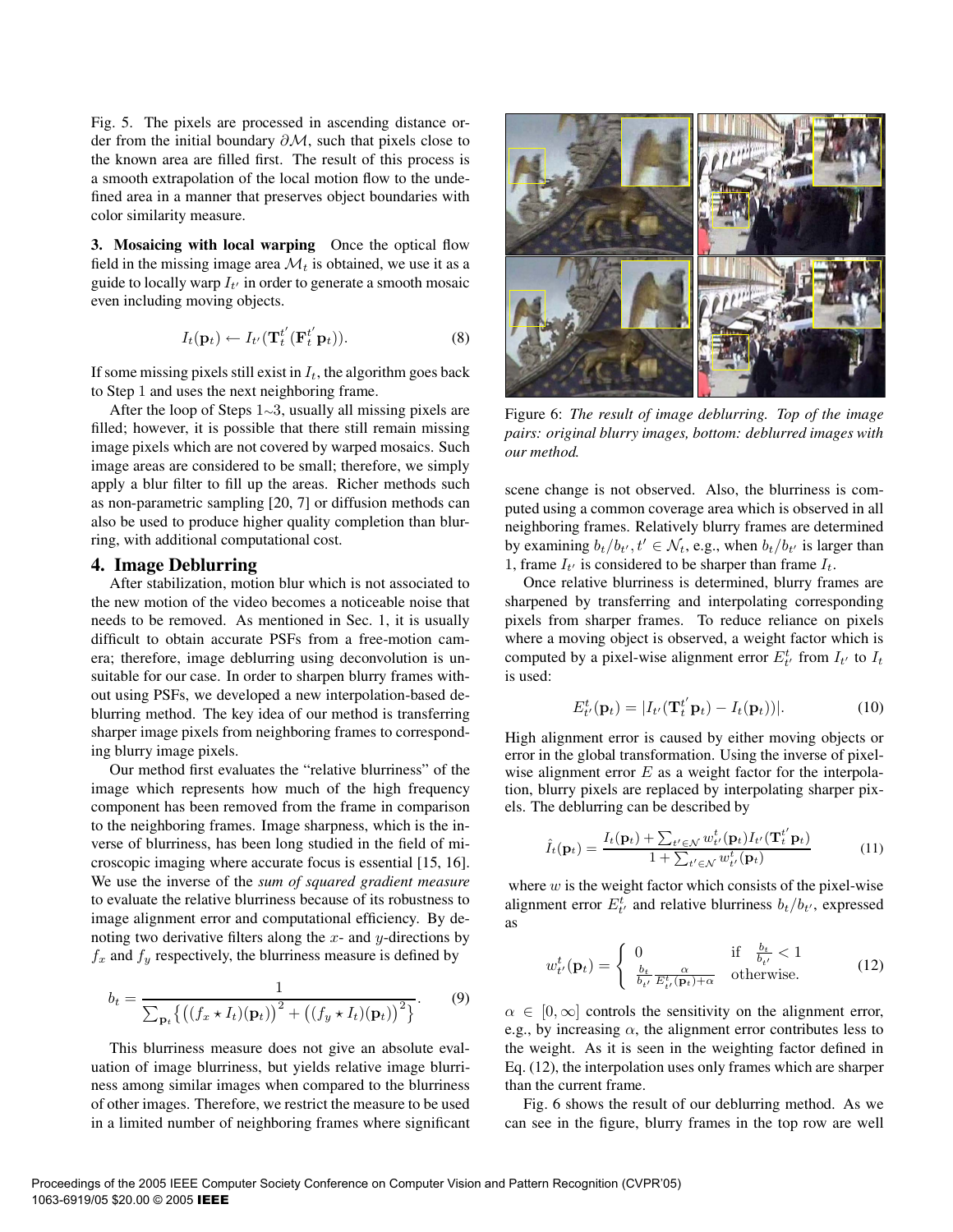Fig. 5. The pixels are processed in ascending distance order from the initial boundary $\partial\mathcal{M}$, such that pixels close to the known area are filled first. The result of this process is a smooth extrapolation of the local motion flow to the undefined area in a manner that preserves object boundaries with color similarity measure.

**3. Mosaicing with local warping** Once the optical flow field in the missing image area $\mathcal{M}_t$ is obtained, we use it as a guide to locally warp $I_{t'}$ in order to generate a smooth mosaic even including moving objects.

$$I_t(\mathbf{p}_t) \leftarrow I_{t'}(\mathbf{T}_t^{t'}(\mathbf{F}_t^{t'}\mathbf{p}_t)). \tag{8}$$

If some missing pixels still exist in $I_t$, the algorithm goes back to Step 1 and uses the next neighboring frame.

After the loop of Steps 1~3, usually all missing pixels are filled; however, it is possible that there still remain missing image pixels which are not covered by warped mosaics. Such image areas are considered to be small; therefore, we simply apply a blur filter to fill up the areas. Richer methods such as non-parametric sampling [20, 7] or diffusion methods can also be used to produce higher quality completion than blurring, with additional computational cost.

## 4. Image Deblurring

After stabilization, motion blur which is not associated to the new motion of the video becomes a noticeable noise that needs to be removed. As mentioned in Sec. 1, it is usually difficult to obtain accurate PSFs from a free-motion camera; therefore, image deblurring using deconvolution is unsuitable for our case. In order to sharpen blurry frames without using PSFs, we developed a new interpolation-based deblurring method. The key idea of our method is transferring sharper image pixels from neighboring frames to corresponding blurry image pixels.

Our method first evaluates the "relative blurriness" of the image which represents how much of the high frequency component has been removed from the frame in comparison to the neighboring frames. Image sharpness, which is the inverse of blurriness, has been long studied in the field of microscopic imaging where accurate focus is essential [15, 16]. We use the inverse of the *sum of squared gradient measure* to evaluate the relative blurriness because of its robustness to image alignment error and computational efficiency. By denoting two derivative filters along the $x$- and $y$-directions by $f_x$ and $f_y$ respectively, the blurriness measure is defined by

$$b_t = \frac{1}{\sum_{\mathbf{p}_t}\left\{\left((f_x \star I_t)(\mathbf{p}_t)\right)^2 + \left((f_y \star I_t)(\mathbf{p}_t)\right)^2\right\}}. \tag{9}$$

This blurriness measure does not give an absolute evaluation of image blurriness, but yields relative image blurriness among similar images when compared to the blurriness of other images. Therefore, we restrict the measure to be used in a limited number of neighboring frames where significant scene change is not observed. Also, the blurriness is computed using a common coverage area which is observed in all neighboring frames. Relatively blurry frames are determined by examining $b_t/b_{t'}, t' \in \mathcal{N}_t$, e.g., when $b_t/b_{t'}$ is larger than 1, frame $I_{t'}$ is considered to be sharper than frame $I_t$.

Figure 6: *The result of image deblurring. Top of the image pairs: original blurry images, bottom: deblurred images with our method.*

Once relative blurriness is determined, blurry frames are sharpened by transferring and interpolating corresponding pixels from sharper frames. To reduce reliance on pixels where a moving object is observed, a weight factor which is computed by a pixel-wise alignment error $E_{t'}^t$ from $I_{t'}$ to $I_t$ is used:

$$E_{t'}^t(\mathbf{p}_t) = |I_{t'}(\mathbf{T}_t^{t'}\mathbf{p}_t) - I_t(\mathbf{p}_t))|. \tag{10}$$

High alignment error is caused by either moving objects or error in the global transformation. Using the inverse of pixel-wise alignment error $E$ as a weight factor for the interpolation, blurry pixels are replaced by interpolating sharper pixels. The deblurring can be described by

$$\hat{I}_t(\mathbf{p}_t) = \frac{I_t(\mathbf{p}_t) + \sum_{t' \in \mathcal{N}} w_{t'}^t(\mathbf{p}_t) I_{t'}(\mathbf{T}_t^{t'}\mathbf{p}_t)}{1 + \sum_{t' \in \mathcal{N}} w_{t'}^t(\mathbf{p}_t)} \tag{11}$$

where $w$ is the weight factor which consists of the pixel-wise alignment error $E_{t'}^t$ and relative blurriness $b_t/b_{t'}$, expressed as

$$w_{t'}^t(\mathbf{p}_t) = \begin{cases} 0 & \text{if } \frac{b_t}{b_{t'}} < 1 \\ \frac{b_t}{b_{t'}} \frac{\alpha}{E_{t'}^t(\mathbf{p}_t) + \alpha} & \text{otherwise.} \end{cases} \tag{12}$$

$\alpha \in [0, \infty]$ controls the sensitivity on the alignment error, e.g., by increasing $\alpha$, the alignment error contributes less to the weight. As it is seen in the weighting factor defined in Eq. (12), the interpolation uses only frames which are sharper than the current frame.

Fig. 6 shows the result of our deblurring method. As we can see in the figure, blurry frames in the top row are well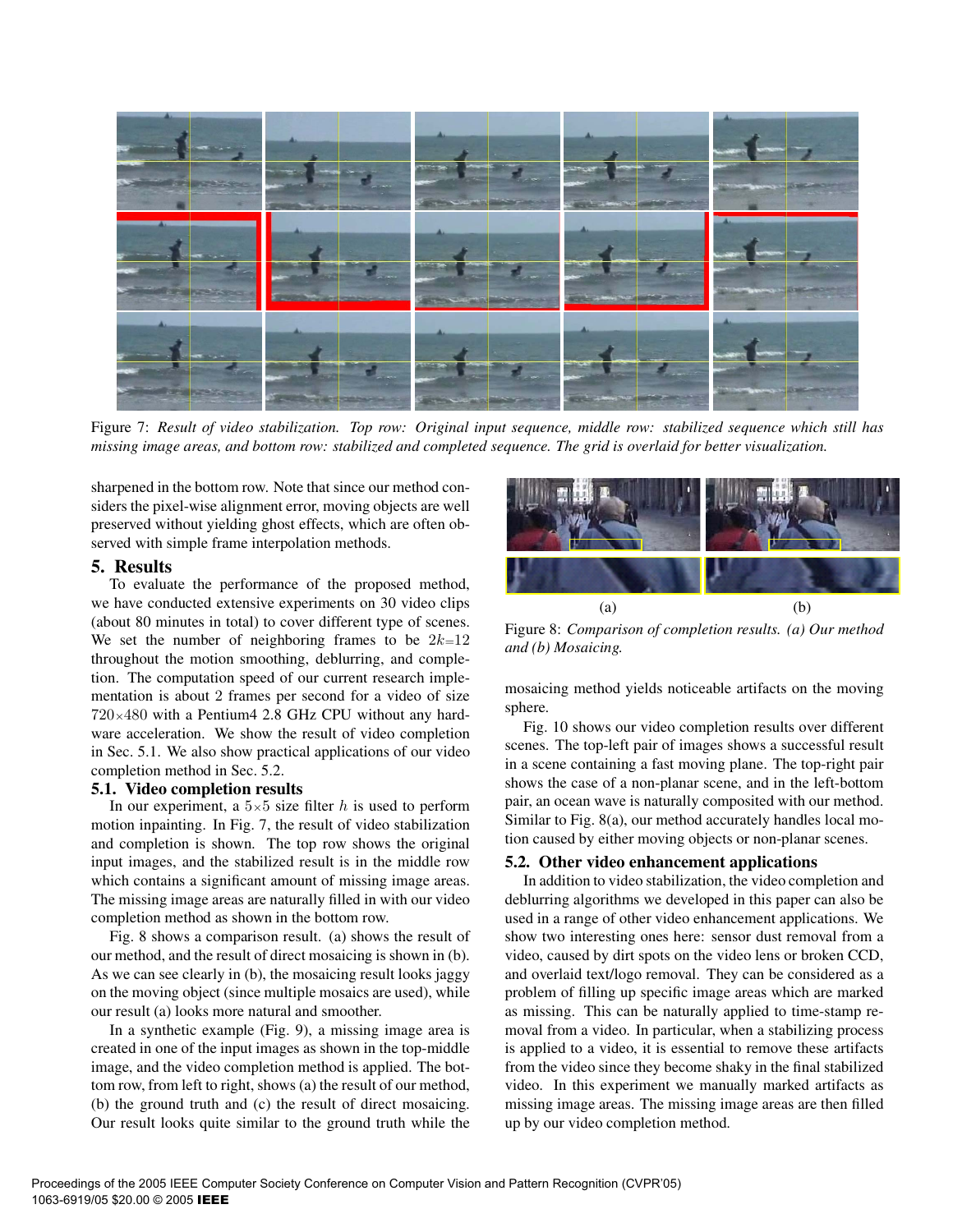Figure 7: *Result of video stabilization. Top row: Original input sequence, middle row: stabilized sequence which still has missing image areas, and bottom row: stabilized and completed sequence. The grid is overlaid for better visualization.*

sharpened in the bottom row. Note that since our method considers the pixel-wise alignment error, moving objects are well preserved without yielding ghost effects, which are often observed with simple frame interpolation methods.

## 5. Results

To evaluate the performance of the proposed method, we have conducted extensive experiments on 30 video clips (about 80 minutes in total) to cover different type of scenes. We set the number of neighboring frames to be $2k{=}12$ throughout the motion smoothing, deblurring, and completion. The computation speed of our current research implementation is about 2 frames per second for a video of size $720{\times}480$ with a Pentium4 2.8 GHz CPU without any hardware acceleration. We show the result of video completion in Sec. 5.1. We also show practical applications of our video completion method in Sec. 5.2.

### 5.1. Video completion results

In our experiment, a $5{\times}5$ size filter $h$ is used to perform motion inpainting. In Fig. 7, the result of video stabilization and completion is shown. The top row shows the original input images, and the stabilized result is in the middle row which contains a significant amount of missing image areas. The missing image areas are naturally filled in with our video completion method as shown in the bottom row.

Fig. 8 shows a comparison result. (a) shows the result of our method, and the result of direct mosaicing is shown in (b). As we can see clearly in (b), the mosaicing result looks jaggy on the moving object (since multiple mosaics are used), while our result (a) looks more natural and smoother.

In a synthetic example (Fig. 9), a missing image area is created in one of the input images as shown in the top-middle image, and the video completion method is applied. The bottom row, from left to right, shows (a) the result of our method, (b) the ground truth and (c) the result of direct mosaicing. Our result looks quite similar to the ground truth while the mosaicing method yields noticeable artifacts on the moving sphere.

(a) (b)

Figure 8: *Comparison of completion results. (a) Our method and (b) Mosaicing.*

Fig. 10 shows our video completion results over different scenes. The top-left pair of images shows a successful result in a scene containing a fast moving plane. The top-right pair shows the case of a non-planar scene, and in the left-bottom pair, an ocean wave is naturally composited with our method. Similar to Fig. 8(a), our method accurately handles local motion caused by either moving objects or non-planar scenes.

### 5.2. Other video enhancement applications

In addition to video stabilization, the video completion and deblurring algorithms we developed in this paper can also be used in a range of other video enhancement applications. We show two interesting ones here: sensor dust removal from a video, caused by dirt spots on the video lens or broken CCD, and overlaid text/logo removal. They can be considered as a problem of filling up specific image areas which are marked as missing. This can be naturally applied to time-stamp removal from a video. In particular, when a stabilizing process is applied to a video, it is essential to remove these artifacts from the video since they become shaky in the final stabilized video. In this experiment we manually marked artifacts as missing image areas. The missing image areas are then filled up by our video completion method.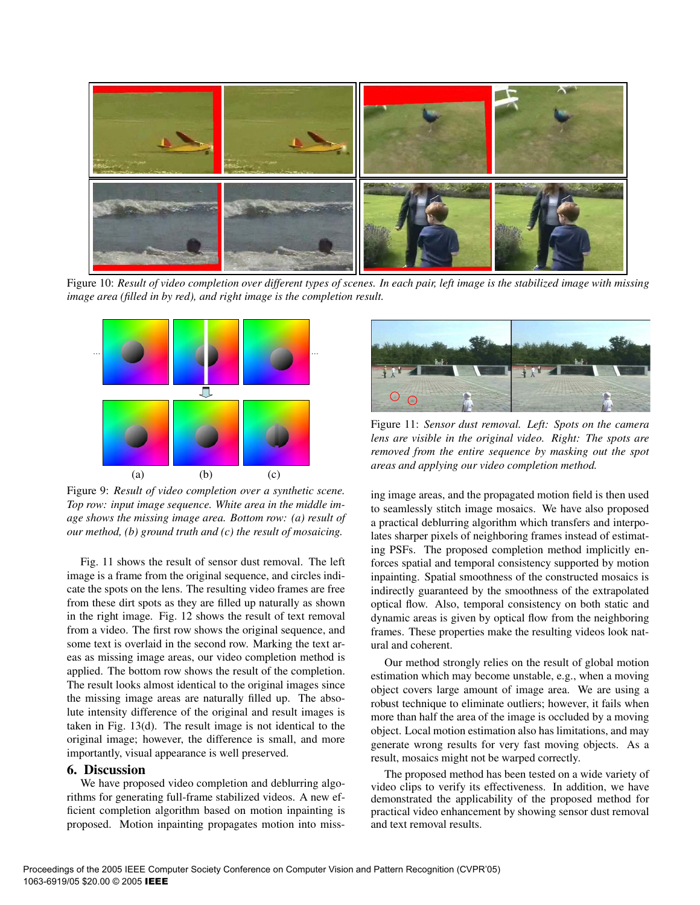Figure 10: *Result of video completion over different types of scenes. In each pair, left image is the stabilized image with missing image area (filled in by red), and right image is the completion result.*

...
...

(a) (b) (c)

Figure 9: *Result of video completion over a synthetic scene. Top row: input image sequence. White area in the middle image shows the missing image area. Bottom row: (a) result of our method, (b) ground truth and (c) the result of mosaicing.*

Figure 11: *Sensor dust removal. Left: Spots on the camera lens are visible in the original video. Right: The spots are removed from the entire sequence by masking out the spot areas and applying our video completion method.*

Fig. 11 shows the result of sensor dust removal. The left image is a frame from the original sequence, and circles indicate the spots on the lens. The resulting video frames are free from these dirt spots as they are filled up naturally as shown in the right image. Fig. 12 shows the result of text removal from a video. The first row shows the original sequence, and some text is overlaid in the second row. Marking the text areas as missing image areas, our video completion method is applied. The bottom row shows the result of the completion. The result looks almost identical to the original images since the missing image areas are naturally filled up. The absolute intensity difference of the original and result images is taken in Fig. 13(d). The result image is not identical to the original image; however, the difference is small, and more importantly, visual appearance is well preserved.

## 6. Discussion

We have proposed video completion and deblurring algorithms for generating full-frame stabilized videos. A new efficient completion algorithm based on motion inpainting is proposed. Motion inpainting propagates motion into missing image areas, and the propagated motion field is then used to seamlessly stitch image mosaics. We have also proposed a practical deblurring algorithm which transfers and interpolates sharper pixels of neighboring frames instead of estimating PSFs. The proposed completion method implicitly enforces spatial and temporal consistency supported by motion inpainting. Spatial smoothness of the constructed mosaics is indirectly guaranteed by the smoothness of the extrapolated optical flow. Also, temporal consistency on both static and dynamic areas is given by optical flow from the neighboring frames. These properties make the resulting videos look natural and coherent.

Our method strongly relies on the result of global motion estimation which may become unstable, e.g., when a moving object covers large amount of image area. We are using a robust technique to eliminate outliers; however, it fails when more than half the area of the image is occluded by a moving object. Local motion estimation also has limitations, and may generate wrong results for very fast moving objects. As a result, mosaics might not be warped correctly.

The proposed method has been tested on a wide variety of video clips to verify its effectiveness. In addition, we have demonstrated the applicability of the proposed method for practical video enhancement by showing sensor dust removal and text removal results.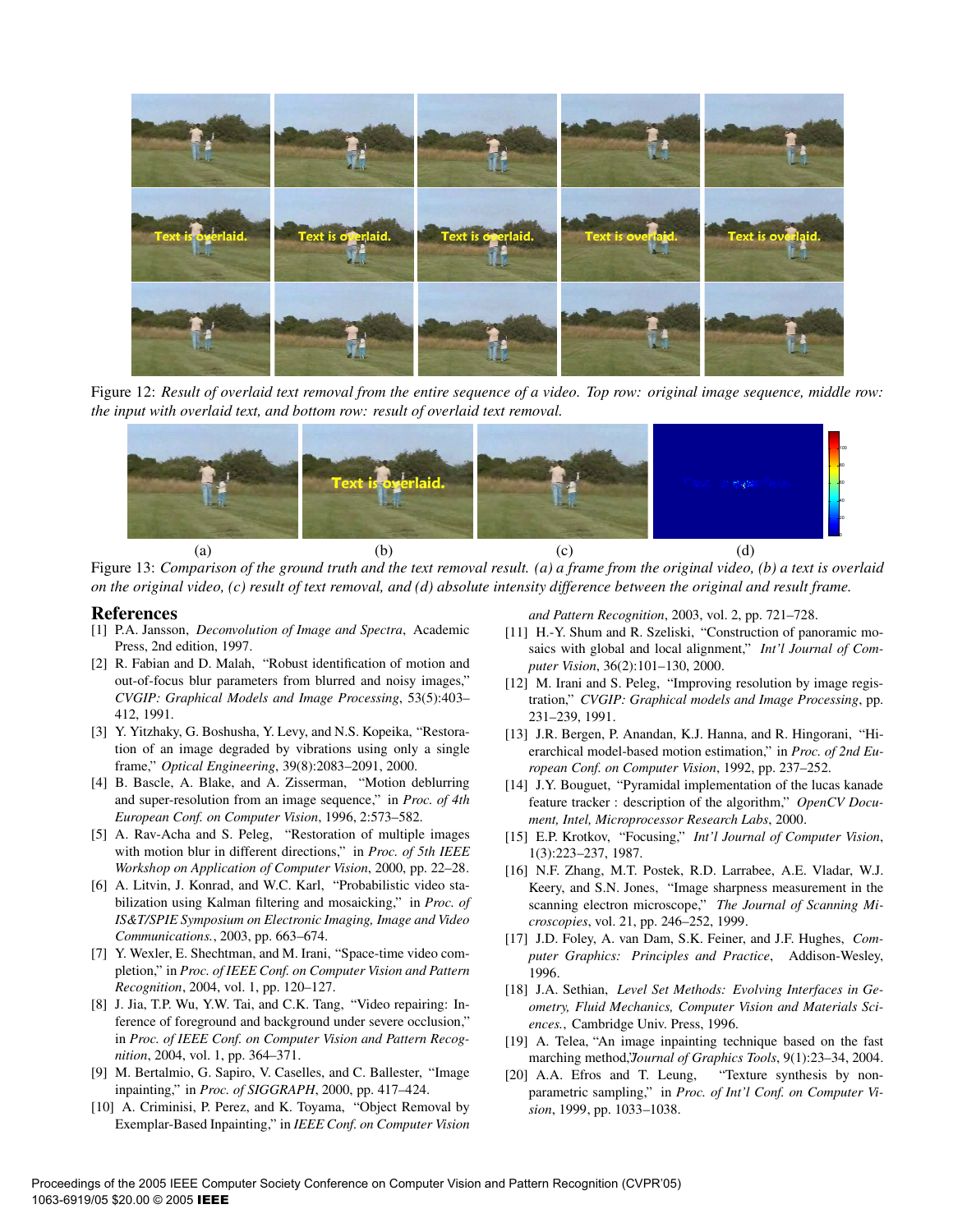Figure 12: *Result of overlaid text removal from the entire sequence of a video. Top row: original image sequence, middle row: the input with overlaid text, and bottom row: result of overlaid text removal.*

(a) (b) (c) (d)

Figure 13: *Comparison of the ground truth and the text removal result. (a) a frame from the original video, (b) a text is overlaid on the original video, (c) result of text removal, and (d) absolute intensity difference between the original and result frame.*

## References

[1] P.A. Jansson, *Deconvolution of Image and Spectra*, Academic Press, 2nd edition, 1997.

[2] R. Fabian and D. Malah, "Robust identification of motion and out-of-focus blur parameters from blurred and noisy images," *CVGIP: Graphical Models and Image Processing*, 53(5):403–412, 1991.

[3] Y. Yitzhaky, G. Boshusha, Y. Levy, and N.S. Kopeika, "Restoration of an image degraded by vibrations using only a single frame," *Optical Engineering*, 39(8):2083–2091, 2000.

[4] B. Bascle, A. Blake, and A. Zisserman, "Motion deblurring and super-resolution from an image sequence," in *Proc. of 4th European Conf. on Computer Vision*, 1996, 2:573–582.

[5] A. Rav-Acha and S. Peleg, "Restoration of multiple images with motion blur in different directions," in *Proc. of 5th IEEE Workshop on Application of Computer Vision*, 2000, pp. 22–28.

[6] A. Litvin, J. Konrad, and W.C. Karl, "Probabilistic video stabilization using Kalman filtering and mosaicking," in *Proc. of IS&T/SPIE Symposium on Electronic Imaging, Image and Video Communications.*, 2003, pp. 663–674.

[7] Y. Wexler, E. Shechtman, and M. Irani, "Space-time video completion," in *Proc. of IEEE Conf. on Computer Vision and Pattern Recognition*, 2004, vol. 1, pp. 120–127.

[8] J. Jia, T.P. Wu, Y.W. Tai, and C.K. Tang, "Video repairing: Inference of foreground and background under severe occlusion," in *Proc. of IEEE Conf. on Computer Vision and Pattern Recognition*, 2004, vol. 1, pp. 364–371.

[9] M. Bertalmio, G. Sapiro, V. Caselles, and C. Ballester, "Image inpainting," in *Proc. of SIGGRAPH*, 2000, pp. 417–424.

[10] A. Criminisi, P. Perez, and K. Toyama, "Object Removal by Exemplar-Based Inpainting," in *IEEE Conf. on Computer Vision and Pattern Recognition*, 2003, vol. 2, pp. 721–728.

[11] H.-Y. Shum and R. Szeliski, "Construction of panoramic mosaics with global and local alignment," *Int'l Journal of Computer Vision*, 36(2):101–130, 2000.

[12] M. Irani and S. Peleg, "Improving resolution by image registration," *CVGIP: Graphical models and Image Processing*, pp. 231–239, 1991.

[13] J.R. Bergen, P. Anandan, K.J. Hanna, and R. Hingorani, "Hierarchical model-based motion estimation," in *Proc. of 2nd European Conf. on Computer Vision*, 1992, pp. 237–252.

[14] J.Y. Bouguet, "Pyramidal implementation of the lucas kanade feature tracker : description of the algorithm," *OpenCV Document, Intel, Microprocessor Research Labs*, 2000.

[15] E.P. Krotkov, "Focusing," *Int'l Journal of Computer Vision*, 1(3):223–237, 1987.

[16] N.F. Zhang, M.T. Postek, R.D. Larrabee, A.E. Vladar, W.J. Keery, and S.N. Jones, "Image sharpness measurement in the scanning electron microscope," *The Journal of Scanning Microscopies*, vol. 21, pp. 246–252, 1999.

[17] J.D. Foley, A. van Dam, S.K. Feiner, and J.F. Hughes, *Computer Graphics: Principles and Practice*, Addison-Wesley, 1996.

[18] J.A. Sethian, *Level Set Methods: Evolving Interfaces in Geometry, Fluid Mechanics, Computer Vision and Materials Sciences.*, Cambridge Univ. Press, 1996.

[19] A. Telea, "An image inpainting technique based on the fast marching method," *Journal of Graphics Tools*, 9(1):23–34, 2004.

[20] A.A. Efros and T. Leung, "Texture synthesis by non-parametric sampling," in *Proc. of Int'l Conf. on Computer Vision*, 1999, pp. 1033–1038.